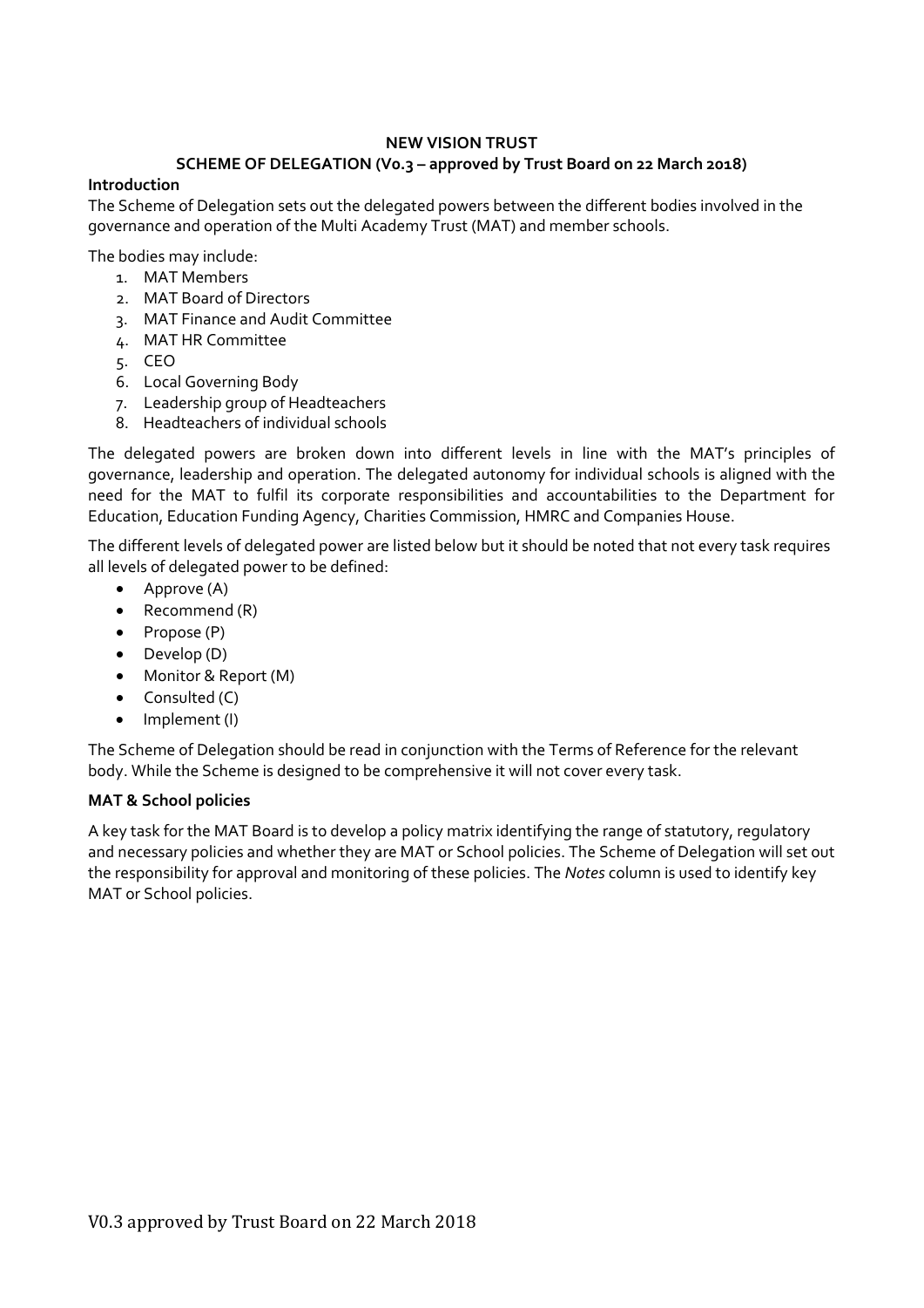# NEW VISION TRUST

## SCHEME OF DELEGATION (V0.3 – approved by Trust Board on 22 March 2018)

**Introduction**

The Scheme of Delegation sets out the delegated powers between the different bodies involved in the governance and operation of the Multi Academy Trust (MAT) and member schools.

The bodies may include:

1. MAT Members
2. MAT Board of Directors
3. MAT Finance and Audit Committee
4. MAT HR Committee
5. CEO
6. Local Governing Body
7. Leadership group of Headteachers
8. Headteachers of individual schools

The delegated powers are broken down into different levels in line with the MAT's principles of governance, leadership and operation. The delegated autonomy for individual schools is aligned with the need for the MAT to fulfil its corporate responsibilities and accountabilities to the Department for Education, Education Funding Agency, Charities Commission, HMRC and Companies House.

The different levels of delegated power are listed below but it should be noted that not every task requires all levels of delegated power to be defined:

- Approve (A)
- Recommend (R)
- Propose (P)
- Develop (D)
- Monitor & Report (M)
- Consulted (C)
- Implement (I)

The Scheme of Delegation should be read in conjunction with the Terms of Reference for the relevant body. While the Scheme is designed to be comprehensive it will not cover every task.

**MAT & School policies**

A key task for the MAT Board is to develop a policy matrix identifying the range of statutory, regulatory and necessary policies and whether they are MAT or School policies. The Scheme of Delegation will set out the responsibility for approval and monitoring of these policies. The *Notes* column is used to identify key MAT or School policies.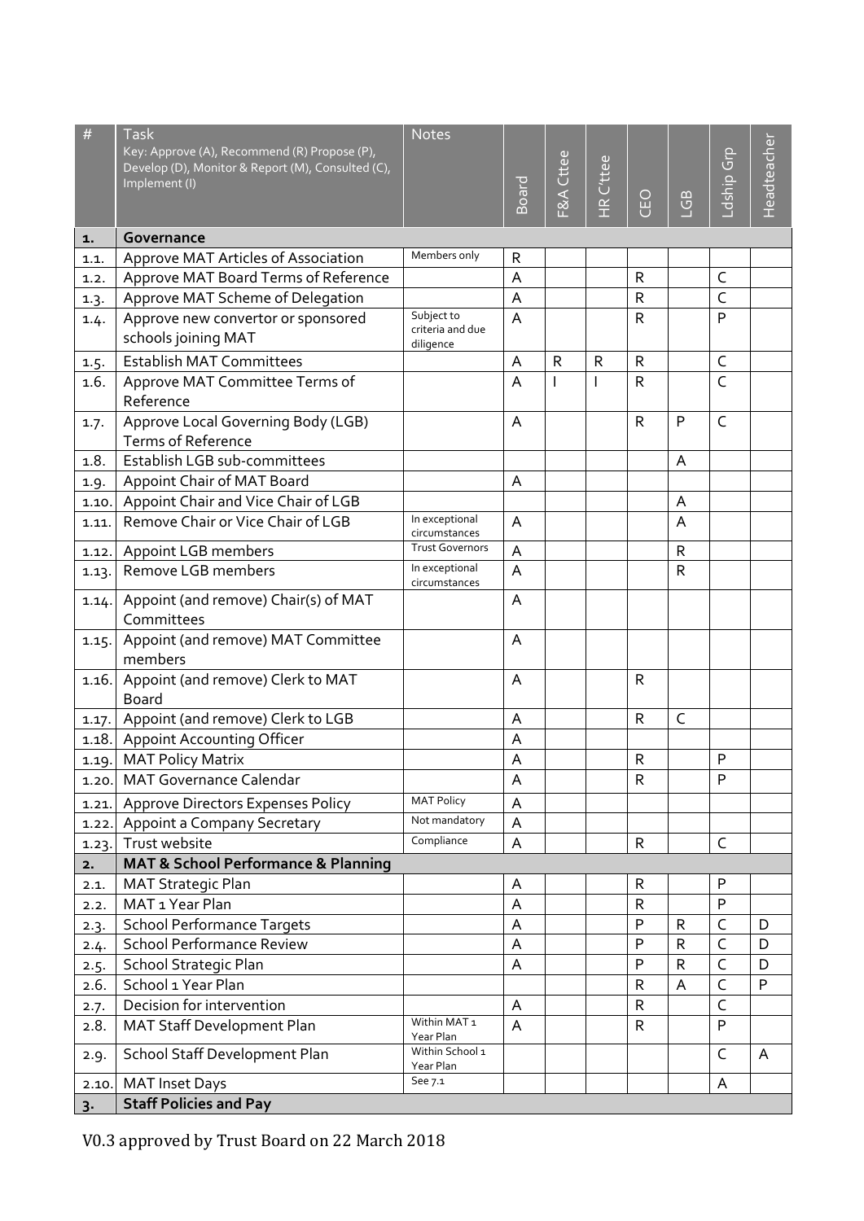| # | Task<br>Key: Approve (A), Recommend (R) Propose (P), Develop (D), Monitor & Report (M), Consulted (C), Implement (I) | Notes | Board | F&A Cttee | HR C'ttee | CEO | LGB | Ldship Grp | Headteacher |
|---|---|---|---|---|---|---|---|---|---|
| **1.** | **Governance** | | | | | | | | |
| 1.1. | Approve MAT Articles of Association | Members only | R | | | | | | |
| 1.2. | Approve MAT Board Terms of Reference | | A | | | R | | C | |
| 1.3. | Approve MAT Scheme of Delegation | | A | | | R | | C | |
| 1.4. | Approve new convertor or sponsored schools joining MAT | Subject to criteria and due diligence | A | | | R | | P | |
| 1.5. | Establish MAT Committees | | A | R | R | R | | C | |
| 1.6. | Approve MAT Committee Terms of Reference | | A | I | I | R | | C | |
| 1.7. | Approve Local Governing Body (LGB) Terms of Reference | | A | | | R | P | C | |
| 1.8. | Establish LGB sub-committees | | | | | | A | | |
| 1.9. | Appoint Chair of MAT Board | | A | | | | | | |
| 1.10. | Appoint Chair and Vice Chair of LGB | | | | | | A | | |
| 1.11. | Remove Chair or Vice Chair of LGB | In exceptional circumstances | A | | | | A | | |
| 1.12. | Appoint LGB members | Trust Governors | A | | | | R | | |
| 1.13. | Remove LGB members | In exceptional circumstances | A | | | | R | | |
| 1.14. | Appoint (and remove) Chair(s) of MAT Committees | | A | | | | | | |
| 1.15. | Appoint (and remove) MAT Committee members | | A | | | | | | |
| 1.16. | Appoint (and remove) Clerk to MAT Board | | A | | | R | | | |
| 1.17. | Appoint (and remove) Clerk to LGB | | A | | | R | C | | |
| 1.18. | Appoint Accounting Officer | | A | | | | | | |
| 1.19. | MAT Policy Matrix | | A | | | R | | P | |
| 1.20. | MAT Governance Calendar | | A | | | R | | P | |
| 1.21. | Approve Directors Expenses Policy | MAT Policy | A | | | | | | |
| 1.22. | Appoint a Company Secretary | Not mandatory | A | | | | | | |
| 1.23. | Trust website | Compliance | A | | | R | | C | |
| **2.** | **MAT & School Performance & Planning** | | | | | | | | |
| 2.1. | MAT Strategic Plan | | A | | | R | | P | |
| 2.2. | MAT 1 Year Plan | | A | | | R | | P | |
| 2.3. | School Performance Targets | | A | | | P | R | C | D |
| 2.4. | School Performance Review | | A | | | P | R | C | D |
| 2.5. | School Strategic Plan | | A | | | P | R | C | D |
| 2.6. | School 1 Year Plan | | | | | R | A | C | P |
| 2.7. | Decision for intervention | | A | | | R | | C | |
| 2.8. | MAT Staff Development Plan | Within MAT 1 Year Plan | A | | | R | | P | |
| 2.9. | School Staff Development Plan | Within School 1 Year Plan | | | | | | C | A |
| 2.10. | MAT Inset Days | See 7.1 | | | | | | A | |
| **3.** | **Staff Policies and Pay** | | | | | | | | |

V0.3 approved by Trust Board on 22 March 2018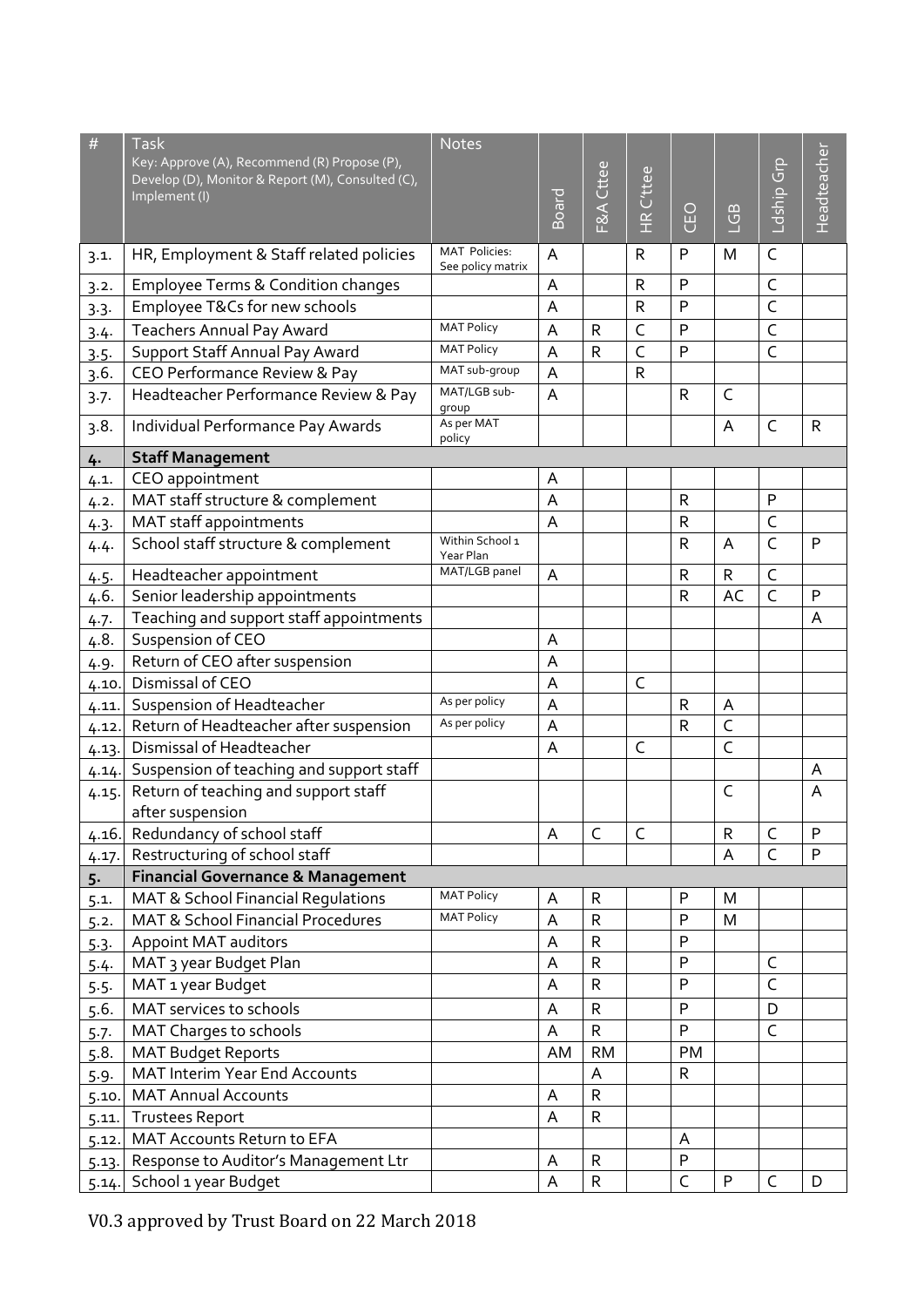| # | Task<br>Key: Approve (A), Recommend (R) Propose (P), Develop (D), Monitor & Report (M), Consulted (C), Implement (I) | Notes | Board | F&A Cttee | HR C'ttee | CEO | LGB | Ldship Grp | Headteacher |
|---|---|---|---|---|---|---|---|---|---|
| 3.1. | HR, Employment & Staff related policies | MAT Policies: See policy matrix | A | | R | P | M | C | |
| 3.2. | Employee Terms & Condition changes | | A | | R | P | | C | |
| 3.3. | Employee T&Cs for new schools | | A | | R | P | | C | |
| 3.4. | Teachers Annual Pay Award | MAT Policy | A | R | C | P | | C | |
| 3.5. | Support Staff Annual Pay Award | MAT Policy | A | R | C | P | | C | |
| 3.6. | CEO Performance Review & Pay | MAT sub-group | A | | R | | | | |
| 3.7. | Headteacher Performance Review & Pay | MAT/LGB sub-group | A | | | R | C | | |
| 3.8. | Individual Performance Pay Awards | As per MAT policy | | | | | A | C | R |
| **4.** | **Staff Management** | | | | | | | | |
| 4.1. | CEO appointment | | A | | | | | | |
| 4.2. | MAT staff structure & complement | | A | | | R | | P | |
| 4.3. | MAT staff appointments | | A | | | R | | C | |
| 4.4. | School staff structure & complement | Within School 1 Year Plan | | | | R | A | C | P |
| 4.5. | Headteacher appointment | MAT/LGB panel | A | | | R | R | C | |
| 4.6. | Senior leadership appointments | | | | | R | AC | C | P |
| 4.7. | Teaching and support staff appointments | | | | | | | | A |
| 4.8. | Suspension of CEO | | A | | | | | | |
| 4.9. | Return of CEO after suspension | | A | | | | | | |
| 4.10. | Dismissal of CEO | | A | | C | | | | |
| 4.11. | Suspension of Headteacher | As per policy | A | | | R | A | | |
| 4.12. | Return of Headteacher after suspension | As per policy | A | | | R | C | | |
| 4.13. | Dismissal of Headteacher | | A | | C | | C | | |
| 4.14. | Suspension of teaching and support staff | | | | | | | | A |
| 4.15. | Return of teaching and support staff after suspension | | | | | | C | | A |
| 4.16. | Redundancy of school staff | | A | C | C | | R | C | P |
| 4.17. | Restructuring of school staff | | | | | | A | C | P |
| **5.** | **Financial Governance & Management** | | | | | | | | |
| 5.1. | MAT & School Financial Regulations | MAT Policy | A | R | | P | M | | |
| 5.2. | MAT & School Financial Procedures | MAT Policy | A | R | | P | M | | |
| 5.3. | Appoint MAT auditors | | A | R | | P | | | |
| 5.4. | MAT 3 year Budget Plan | | A | R | | P | | C | |
| 5.5. | MAT 1 year Budget | | A | R | | P | | C | |
| 5.6. | MAT services to schools | | A | R | | P | | D | |
| 5.7. | MAT Charges to schools | | A | R | | P | | C | |
| 5.8. | MAT Budget Reports | | AM | RM | | PM | | | |
| 5.9. | MAT Interim Year End Accounts | | | A | | R | | | |
| 5.10. | MAT Annual Accounts | | A | R | | | | | |
| 5.11. | Trustees Report | | A | R | | | | | |
| 5.12. | MAT Accounts Return to EFA | | | | | A | | | |
| 5.13. | Response to Auditor's Management Ltr | | A | R | | P | | | |
| 5.14. | School 1 year Budget | | A | R | | C | P | C | D |

V0.3 approved by Trust Board on 22 March 2018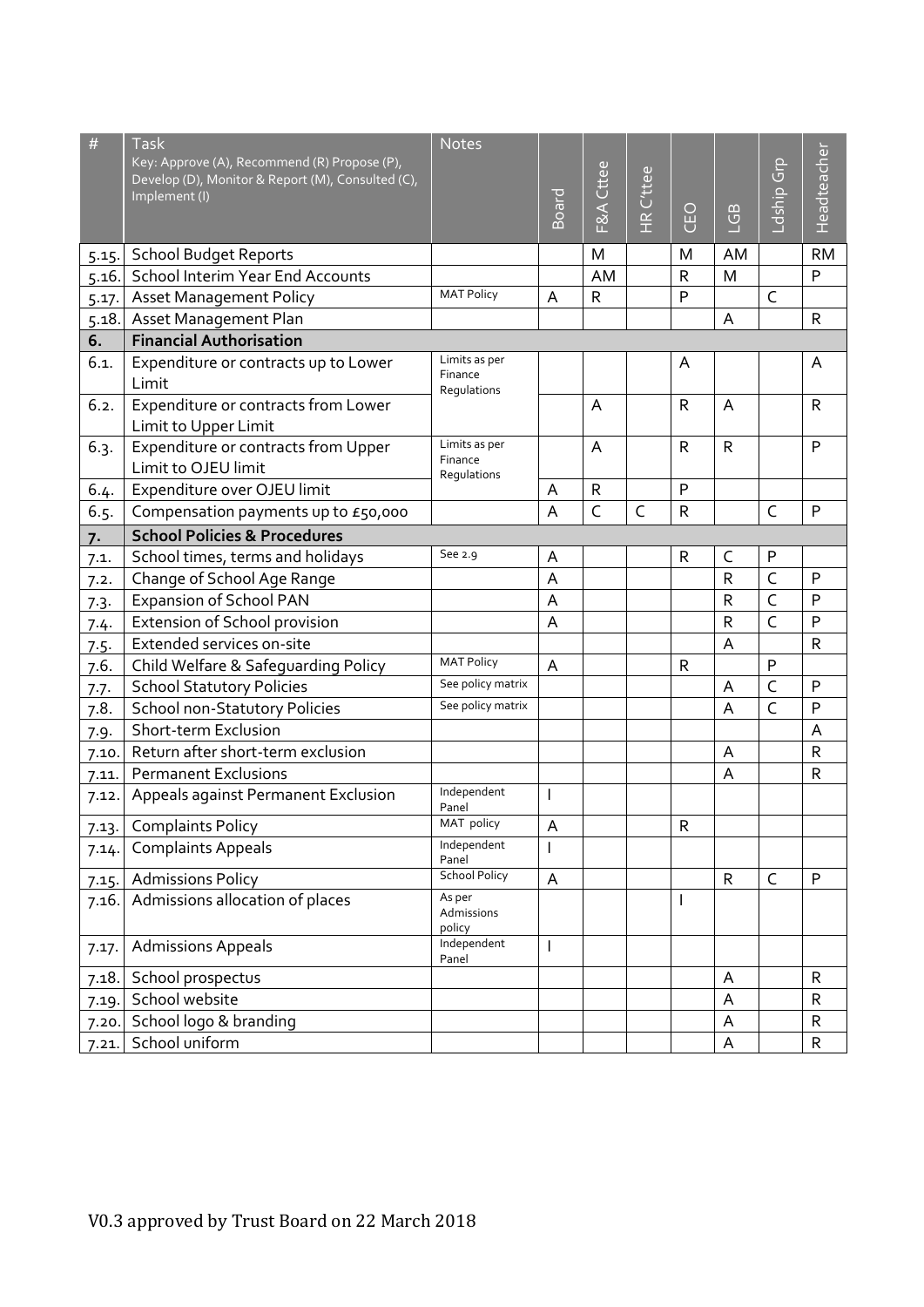| # | Task<br>Key: Approve (A), Recommend (R) Propose (P), Develop (D), Monitor & Report (M), Consulted (C), Implement (I) | Notes | Board | F&A Cttee | HR C'ttee | CEO | LGB | Ldship Grp | Headteacher |
|---|---|---|---|---|---|---|---|---|---|
| 5.15. | School Budget Reports | | | M | | M | AM | | RM |
| 5.16. | School Interim Year End Accounts | | | AM | | R | M | | P |
| 5.17. | Asset Management Policy | MAT Policy | A | R | | P | | C | |
| 5.18. | Asset Management Plan | | | | | | A | | R |
| **6.** | **Financial Authorisation** | | | | | | | | |
| 6.1. | Expenditure or contracts up to Lower Limit | Limits as per Finance Regulations | | | | A | | | A |
| 6.2. | Expenditure or contracts from Lower Limit to Upper Limit | | | A | | R | A | | R |
| 6.3. | Expenditure or contracts from Upper Limit to OJEU limit | Limits as per Finance Regulations | | A | | R | R | | P |
| 6.4. | Expenditure over OJEU limit | | A | R | | P | | | |
| 6.5. | Compensation payments up to £50,000 | | A | C | C | R | | C | P |
| **7.** | **School Policies & Procedures** | | | | | | | | |
| 7.1. | School times, terms and holidays | See 2.9 | A | | | R | C | P | |
| 7.2. | Change of School Age Range | | A | | | | R | C | P |
| 7.3. | Expansion of School PAN | | A | | | | R | C | P |
| 7.4. | Extension of School provision | | A | | | | R | C | P |
| 7.5. | Extended services on-site | | | | | | A | | R |
| 7.6. | Child Welfare & Safeguarding Policy | MAT Policy | A | | | R | | P | |
| 7.7. | School Statutory Policies | See policy matrix | | | | | A | C | P |
| 7.8. | School non-Statutory Policies | See policy matrix | | | | | A | C | P |
| 7.9. | Short-term Exclusion | | | | | | | | A |
| 7.10. | Return after short-term exclusion | | | | | | A | | R |
| 7.11. | Permanent Exclusions | | | | | | A | | R |
| 7.12. | Appeals against Permanent Exclusion | Independent Panel | I | | | | | | |
| 7.13. | Complaints Policy | MAT policy | A | | | R | | | |
| 7.14. | Complaints Appeals | Independent Panel | I | | | | | | |
| 7.15. | Admissions Policy | School Policy | A | | | | R | C | P |
| 7.16. | Admissions allocation of places | As per Admissions policy | | | | I | | | |
| 7.17. | Admissions Appeals | Independent Panel | I | | | | | | |
| 7.18. | School prospectus | | | | | | A | | R |
| 7.19. | School website | | | | | | A | | R |
| 7.20. | School logo & branding | | | | | | A | | R |
| 7.21. | School uniform | | | | | | A | | R |

V0.3 approved by Trust Board on 22 March 2018